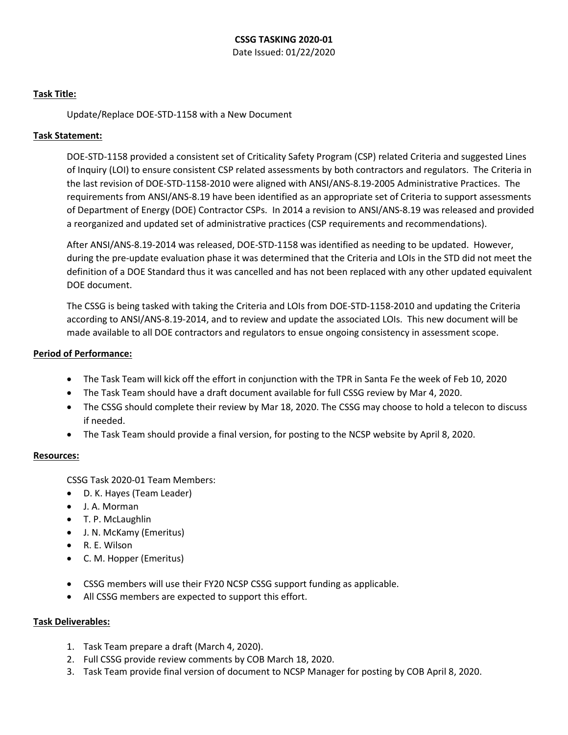**CSSG TASKING 2020-01**

Date Issued: 01/22/2020

**Task Title:**

Update/Replace DOE-STD-1158 with a New Document

**Task Statement:**

DOE-STD-1158 provided a consistent set of Criticality Safety Program (CSP) related Criteria and suggested Lines of Inquiry (LOI) to ensure consistent CSP related assessments by both contractors and regulators. The Criteria in the last revision of DOE-STD-1158-2010 were aligned with ANSI/ANS-8.19-2005 Administrative Practices. The requirements from ANSI/ANS-8.19 have been identified as an appropriate set of Criteria to support assessments of Department of Energy (DOE) Contractor CSPs. In 2014 a revision to ANSI/ANS-8.19 was released and provided a reorganized and updated set of administrative practices (CSP requirements and recommendations).

After ANSI/ANS-8.19-2014 was released, DOE-STD-1158 was identified as needing to be updated. However, during the pre-update evaluation phase it was determined that the Criteria and LOIs in the STD did not meet the definition of a DOE Standard thus it was cancelled and has not been replaced with any other updated equivalent DOE document.

The CSSG is being tasked with taking the Criteria and LOIs from DOE-STD-1158-2010 and updating the Criteria according to ANSI/ANS-8.19-2014, and to review and update the associated LOIs. This new document will be made available to all DOE contractors and regulators to ensue ongoing consistency in assessment scope.

**Period of Performance:**

- The Task Team will kick off the effort in conjunction with the TPR in Santa Fe the week of Feb 10, 2020
- The Task Team should have a draft document available for full CSSG review by Mar 4, 2020.
- The CSSG should complete their review by Mar 18, 2020. The CSSG may choose to hold a telecon to discuss if needed.
- The Task Team should provide a final version, for posting to the NCSP website by April 8, 2020.

**Resources:**

CSSG Task 2020-01 Team Members:

- D. K. Hayes (Team Leader)
- J. A. Morman
- T. P. McLaughlin
- J. N. McKamy (Emeritus)
- R. E. Wilson
- C. M. Hopper (Emeritus)

- CSSG members will use their FY20 NCSP CSSG support funding as applicable.
- All CSSG members are expected to support this effort.

**Task Deliverables:**

1. Task Team prepare a draft (March 4, 2020).
2. Full CSSG provide review comments by COB March 18, 2020.
3. Task Team provide final version of document to NCSP Manager for posting by COB April 8, 2020.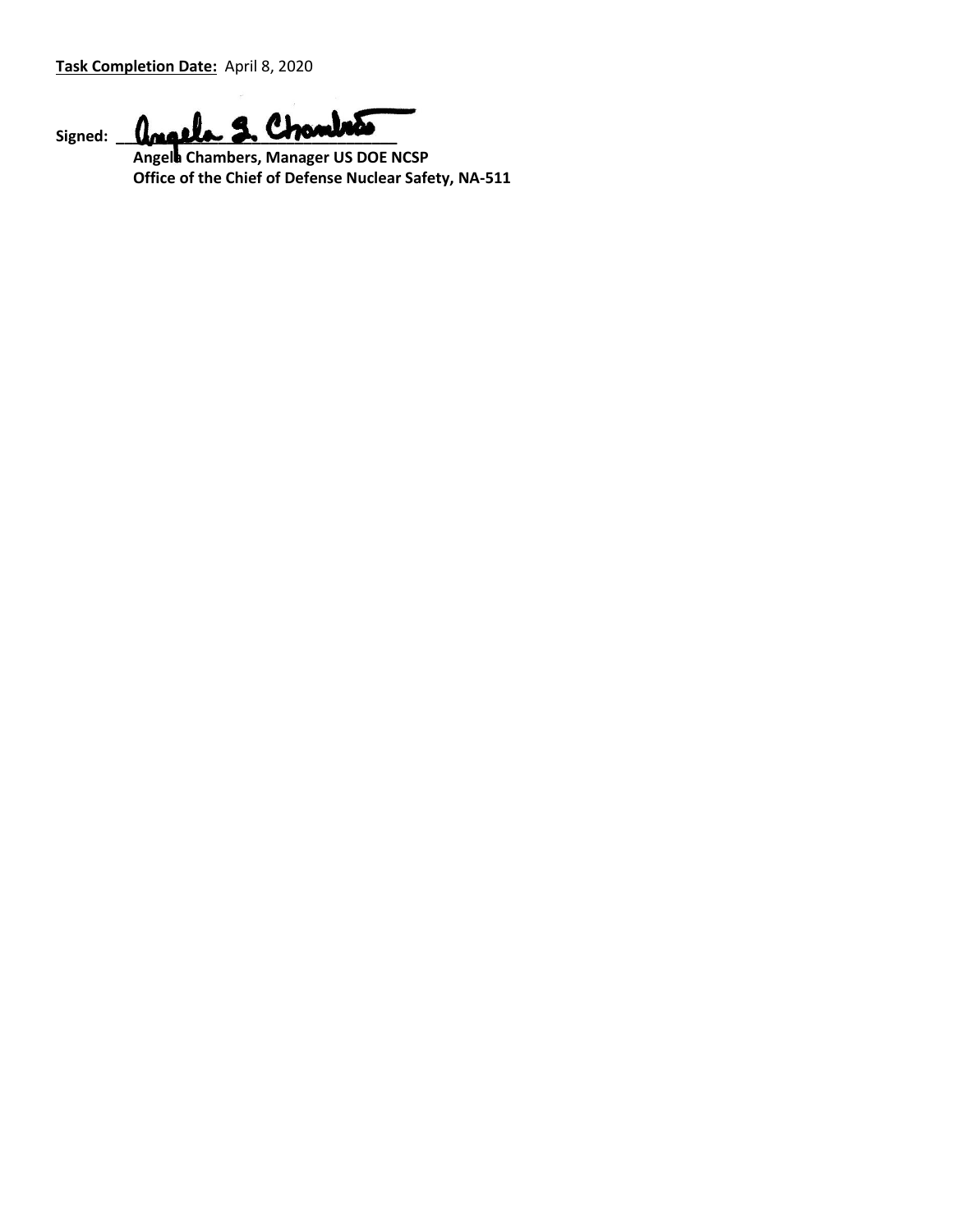**Task Completion Date:** April 8, 2020

**Signed:** _Angela S. Chambers_

**Angela Chambers, Manager US DOE NCSP**
**Office of the Chief of Defense Nuclear Safety, NA-511**